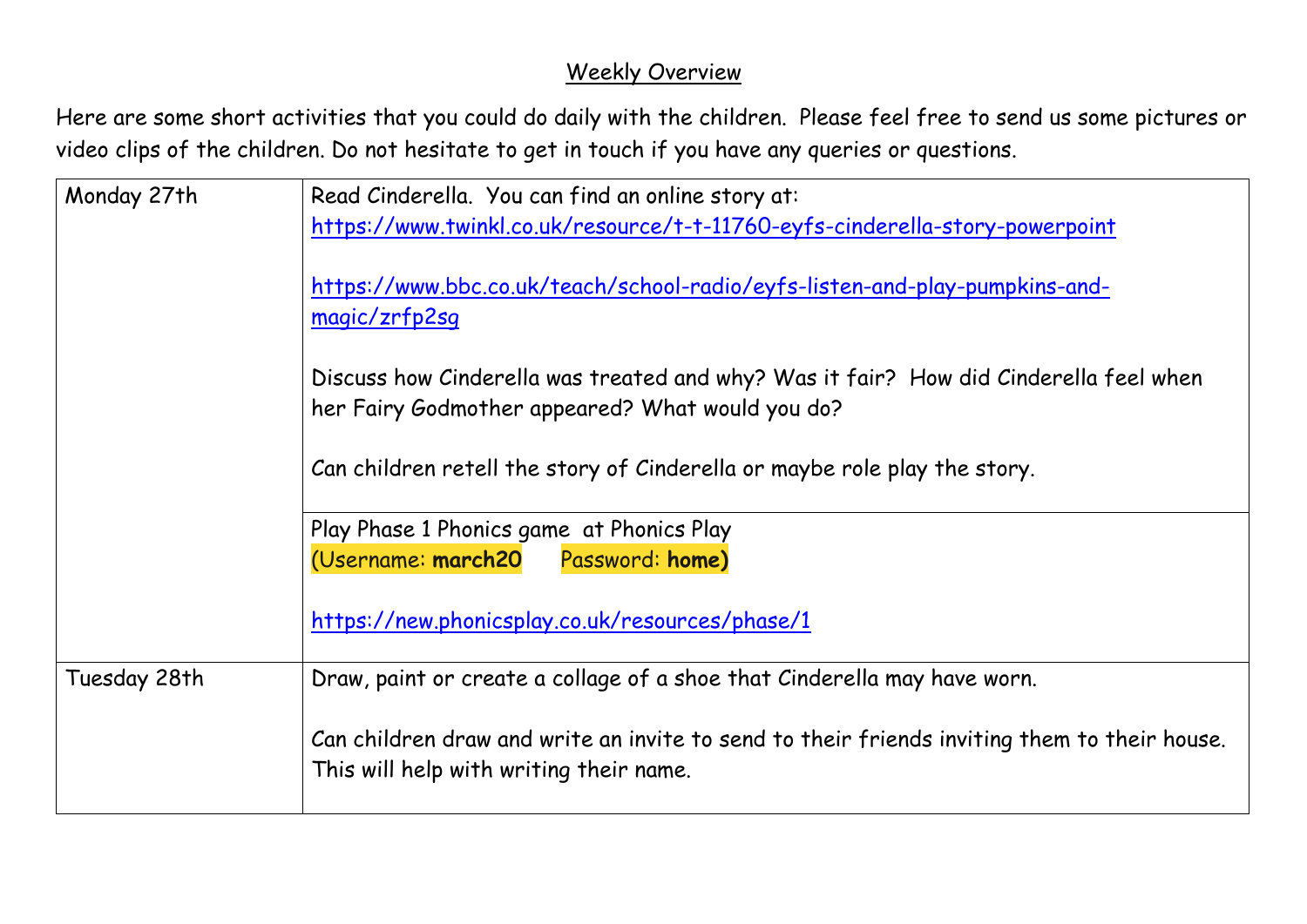# Weekly Overview

Here are some short activities that you could do daily with the children. Please feel free to send us some pictures or video clips of the children. Do not hesitate to get in touch if you have any queries or questions.

| | |
|---|---|
| Monday 27th | Read Cinderella. You can find an online story at: https://www.twinkl.co.uk/resource/t-t-11760-eyfs-cinderella-story-powerpoint<br><br>https://www.bbc.co.uk/teach/school-radio/eyfs-listen-and-play-pumpkins-and-magic/zrfp2sg<br><br>Discuss how Cinderella was treated and why? Was it fair? How did Cinderella feel when her Fairy Godmother appeared? What would you do?<br><br>Can children retell the story of Cinderella or maybe role play the story. |
| | Play Phase 1 Phonics game at Phonics Play<br>(Username: **march20** Password: **home)**<br><br>https://new.phonicsplay.co.uk/resources/phase/1 |
| Tuesday 28th | Draw, paint or create a collage of a shoe that Cinderella may have worn.<br><br>Can children draw and write an invite to send to their friends inviting them to their house. This will help with writing their name. |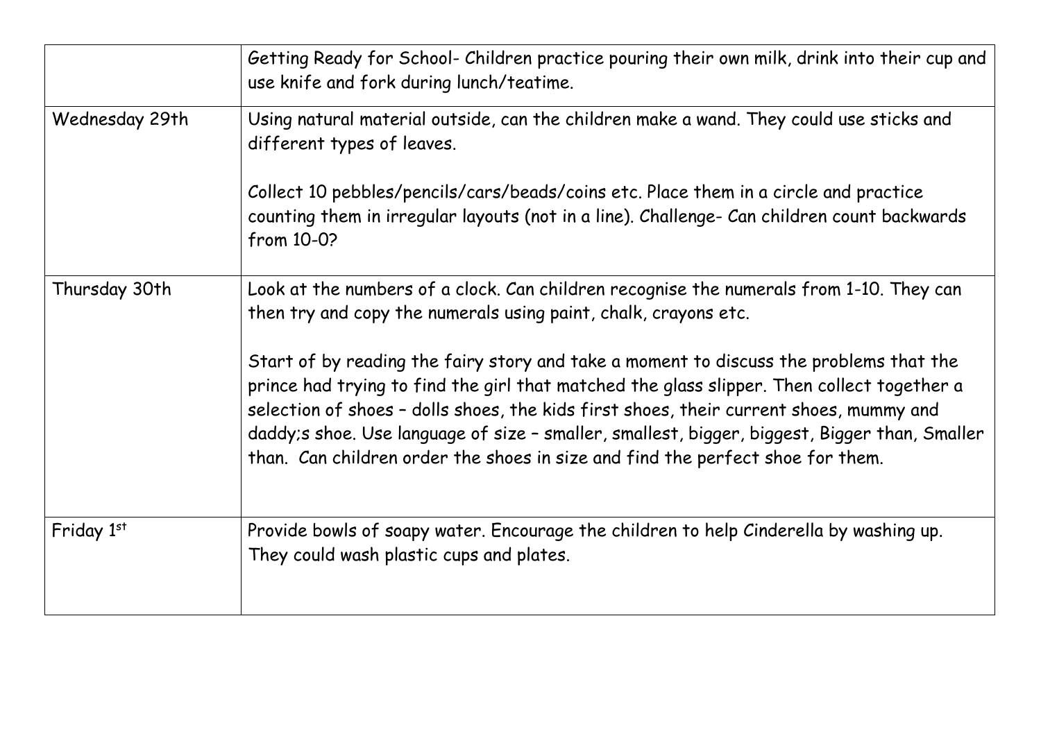| | |
|---|---|
| | Getting Ready for School- Children practice pouring their own milk, drink into their cup and use knife and fork during lunch/teatime. |
| Wednesday 29th | Using natural material outside, can the children make a wand. They could use sticks and different types of leaves.<br><br>Collect 10 pebbles/pencils/cars/beads/coins etc. Place them in a circle and practice counting them in irregular layouts (not in a line). Challenge- Can children count backwards from 10-0? |
| Thursday 30th | Look at the numbers of a clock. Can children recognise the numerals from 1-10. They can then try and copy the numerals using paint, chalk, crayons etc.<br><br>Start of by reading the fairy story and take a moment to discuss the problems that the prince had trying to find the girl that matched the glass slipper. Then collect together a selection of shoes – dolls shoes, the kids first shoes, their current shoes, mummy and daddy;s shoe. Use language of size – smaller, smallest, bigger, biggest, Bigger than, Smaller than. Can children order the shoes in size and find the perfect shoe for them. |
| Friday 1st | Provide bowls of soapy water. Encourage the children to help Cinderella by washing up. They could wash plastic cups and plates. |